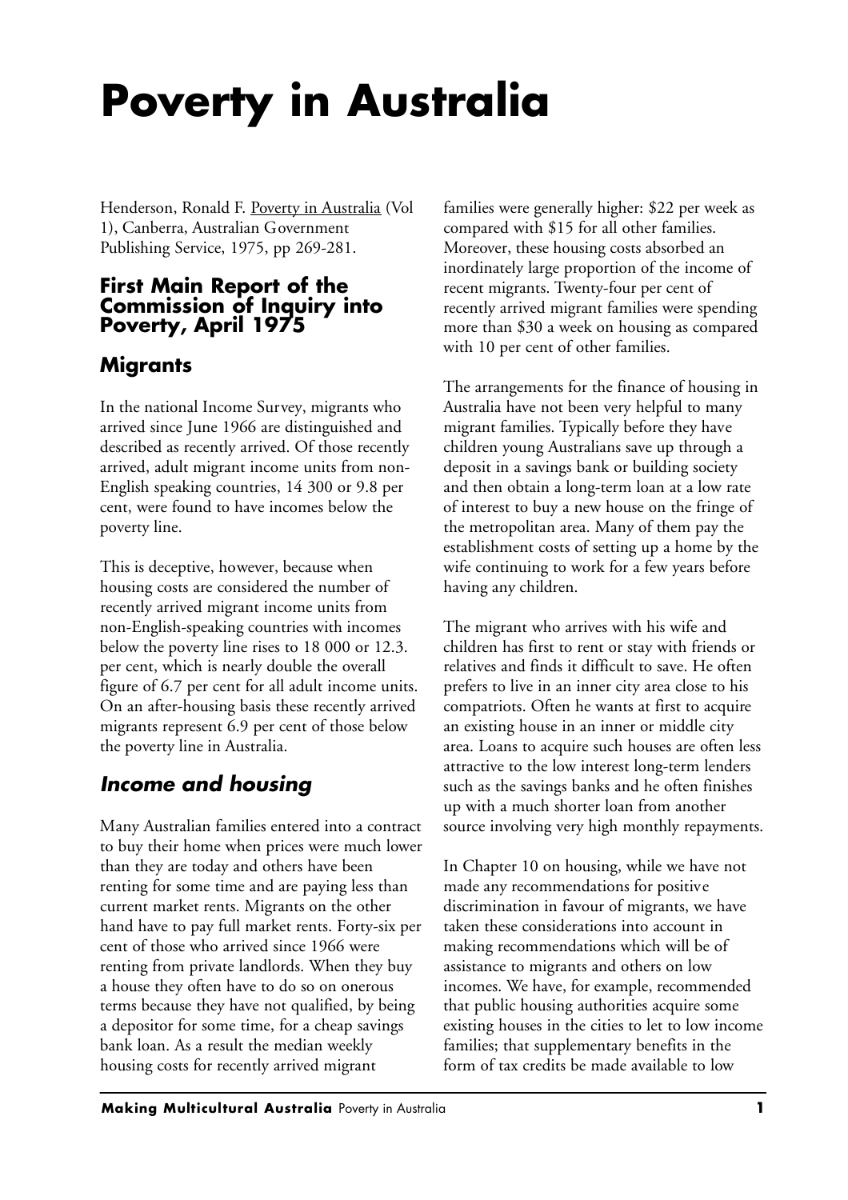# Poverty in Australia

Henderson, Ronald F. Poverty in Australia (Vol 1), Canberra, Australian Government Publishing Service, 1975, pp 269-281.

### First Main Report of the Commission of Inquiry into Poverty, April 1975

## Migrants

In the national Income Survey, migrants who arrived since June 1966 are distinguished and described as recently arrived. Of those recently arrived, adult migrant income units from non-English speaking countries, 14 300 or 9.8 per cent, were found to have incomes below the poverty line.

This is deceptive, however, because when housing costs are considered the number of recently arrived migrant income units from non-English-speaking countries with incomes below the poverty line rises to 18 000 or 12.3. per cent, which is nearly double the overall figure of 6.7 per cent for all adult income units. On an after-housing basis these recently arrived migrants represent 6.9 per cent of those below the poverty line in Australia.

## *Income and housing*

Many Australian families entered into a contract to buy their home when prices were much lower than they are today and others have been renting for some time and are paying less than current market rents. Migrants on the other hand have to pay full market rents. Forty-six per cent of those who arrived since 1966 were renting from private landlords. When they buy a house they often have to do so on onerous terms because they have not qualified, by being a depositor for some time, for a cheap savings bank loan. As a result the median weekly housing costs for recently arrived migrant families were generally higher: $22 per week as compared with $15 for all other families. Moreover, these housing costs absorbed an inordinately large proportion of the income of recent migrants. Twenty-four per cent of recently arrived migrant families were spending more than $30 a week on housing as compared with 10 per cent of other families.

The arrangements for the finance of housing in Australia have not been very helpful to many migrant families. Typically before they have children young Australians save up through a deposit in a savings bank or building society and then obtain a long-term loan at a low rate of interest to buy a new house on the fringe of the metropolitan area. Many of them pay the establishment costs of setting up a home by the wife continuing to work for a few years before having any children.

The migrant who arrives with his wife and children has first to rent or stay with friends or relatives and finds it difficult to save. He often prefers to live in an inner city area close to his compatriots. Often he wants at first to acquire an existing house in an inner or middle city area. Loans to acquire such houses are often less attractive to the low interest long-term lenders such as the savings banks and he often finishes up with a much shorter loan from another source involving very high monthly repayments.

In Chapter 10 on housing, while we have not made any recommendations for positive discrimination in favour of migrants, we have taken these considerations into account in making recommendations which will be of assistance to migrants and others on low incomes. We have, for example, recommended that public housing authorities acquire some existing houses in the cities to let to low income families; that supplementary benefits in the form of tax credits be made available to low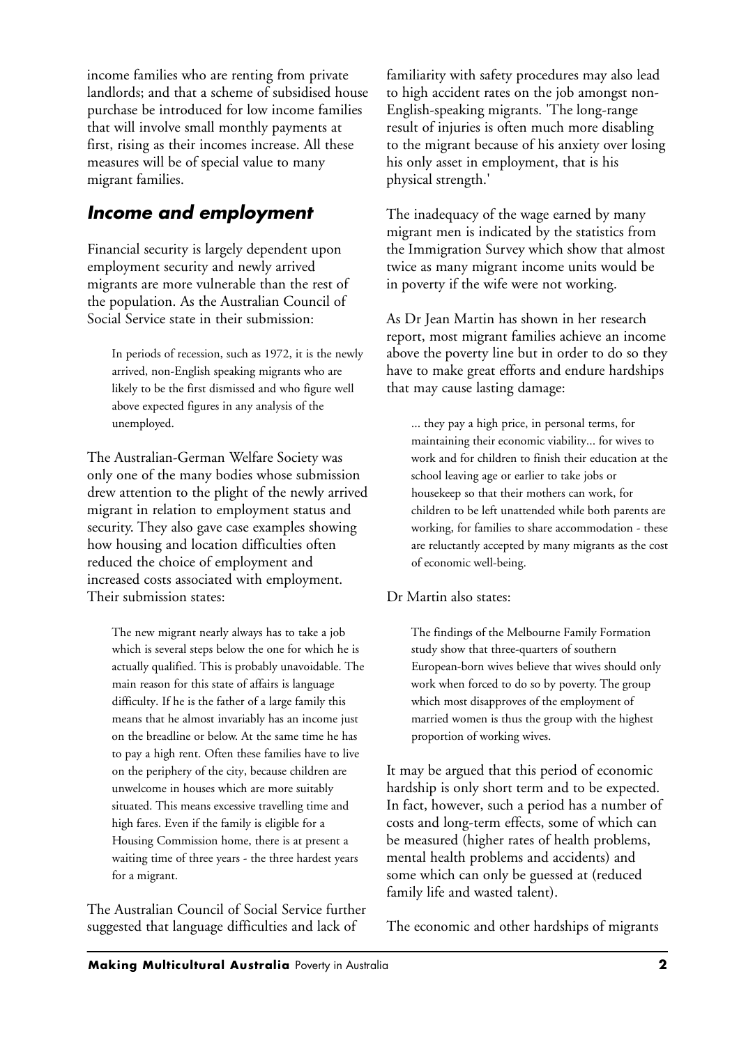income families who are renting from private landlords; and that a scheme of subsidised house purchase be introduced for low income families that will involve small monthly payments at first, rising as their incomes increase. All these measures will be of special value to many migrant families.

## Income and employment

Financial security is largely dependent upon employment security and newly arrived migrants are more vulnerable than the rest of the population. As the Australian Council of Social Service state in their submission:

> In periods of recession, such as 1972, it is the newly arrived, non-English speaking migrants who are likely to be the first dismissed and who figure well above expected figures in any analysis of the unemployed.

The Australian-German Welfare Society was only one of the many bodies whose submission drew attention to the plight of the newly arrived migrant in relation to employment status and security. They also gave case examples showing how housing and location difficulties often reduced the choice of employment and increased costs associated with employment. Their submission states:

> The new migrant nearly always has to take a job which is several steps below the one for which he is actually qualified. This is probably unavoidable. The main reason for this state of affairs is language difficulty. If he is the father of a large family this means that he almost invariably has an income just on the breadline or below. At the same time he has to pay a high rent. Often these families have to live on the periphery of the city, because children are unwelcome in houses which are more suitably situated. This means excessive travelling time and high fares. Even if the family is eligible for a Housing Commission home, there is at present a waiting time of three years - the three hardest years for a migrant.

The Australian Council of Social Service further suggested that language difficulties and lack of familiarity with safety procedures may also lead to high accident rates on the job amongst non-English-speaking migrants. 'The long-range result of injuries is often much more disabling to the migrant because of his anxiety over losing his only asset in employment, that is his physical strength.'

The inadequacy of the wage earned by many migrant men is indicated by the statistics from the Immigration Survey which show that almost twice as many migrant income units would be in poverty if the wife were not working.

As Dr Jean Martin has shown in her research report, most migrant families achieve an income above the poverty line but in order to do so they have to make great efforts and endure hardships that may cause lasting damage:

> ... they pay a high price, in personal terms, for maintaining their economic viability... for wives to work and for children to finish their education at the school leaving age or earlier to take jobs or housekeep so that their mothers can work, for children to be left unattended while both parents are working, for families to share accommodation - these are reluctantly accepted by many migrants as the cost of economic well-being.

Dr Martin also states:

> The findings of the Melbourne Family Formation study show that three-quarters of southern European-born wives believe that wives should only work when forced to do so by poverty. The group which most disapproves of the employment of married women is thus the group with the highest proportion of working wives.

It may be argued that this period of economic hardship is only short term and to be expected. In fact, however, such a period has a number of costs and long-term effects, some of which can be measured (higher rates of health problems, mental health problems and accidents) and some which can only be guessed at (reduced family life and wasted talent).

The economic and other hardships of migrants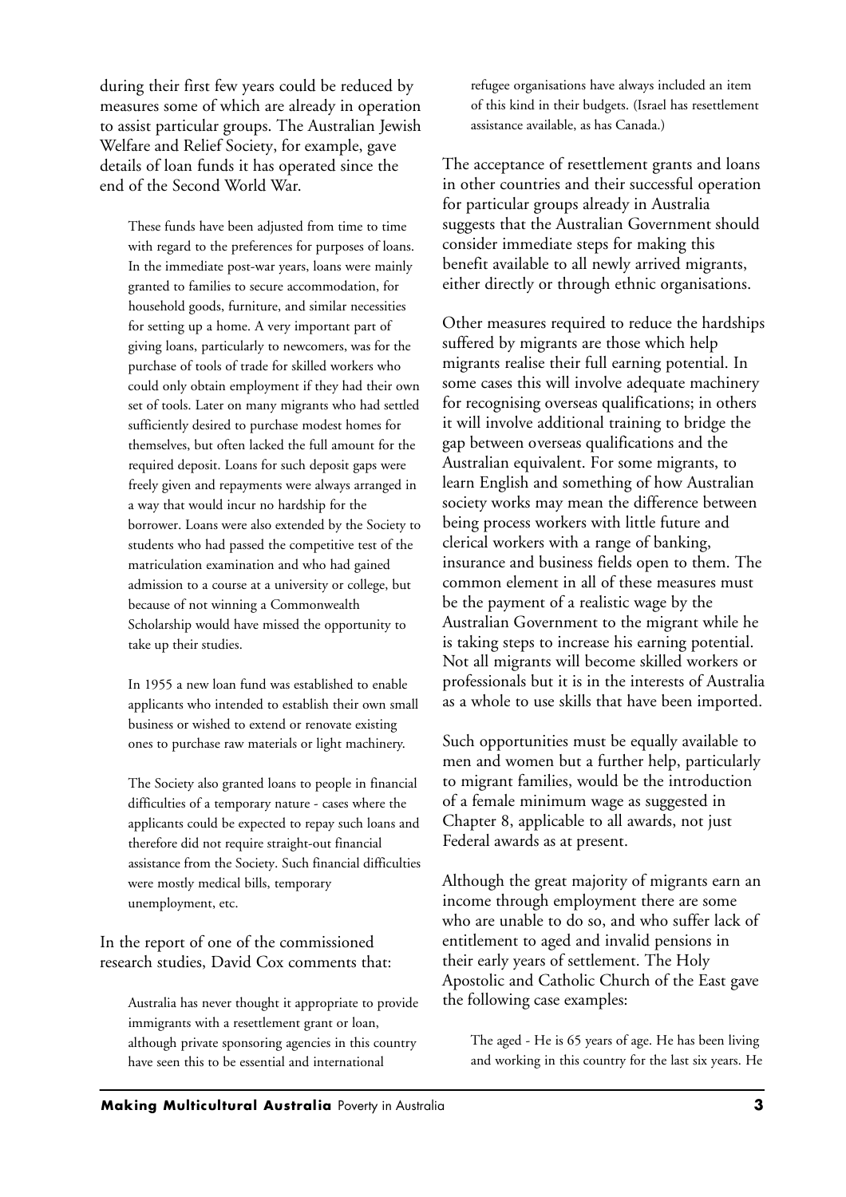during their first few years could be reduced by measures some of which are already in operation to assist particular groups. The Australian Jewish Welfare and Relief Society, for example, gave details of loan funds it has operated since the end of the Second World War.

> These funds have been adjusted from time to time with regard to the preferences for purposes of loans. In the immediate post-war years, loans were mainly granted to families to secure accommodation, for household goods, furniture, and similar necessities for setting up a home. A very important part of giving loans, particularly to newcomers, was for the purchase of tools of trade for skilled workers who could only obtain employment if they had their own set of tools. Later on many migrants who had settled sufficiently desired to purchase modest homes for themselves, but often lacked the full amount for the required deposit. Loans for such deposit gaps were freely given and repayments were always arranged in a way that would incur no hardship for the borrower. Loans were also extended by the Society to students who had passed the competitive test of the matriculation examination and who had gained admission to a course at a university or college, but because of not winning a Commonwealth Scholarship would have missed the opportunity to take up their studies.
>
> In 1955 a new loan fund was established to enable applicants who intended to establish their own small business or wished to extend or renovate existing ones to purchase raw materials or light machinery.
>
> The Society also granted loans to people in financial difficulties of a temporary nature - cases where the applicants could be expected to repay such loans and therefore did not require straight-out financial assistance from the Society. Such financial difficulties were mostly medical bills, temporary unemployment, etc.

In the report of one of the commissioned research studies, David Cox comments that:

> Australia has never thought it appropriate to provide immigrants with a resettlement grant or loan, although private sponsoring agencies in this country have seen this to be essential and international refugee organisations have always included an item of this kind in their budgets. (Israel has resettlement assistance available, as has Canada.)

The acceptance of resettlement grants and loans in other countries and their successful operation for particular groups already in Australia suggests that the Australian Government should consider immediate steps for making this benefit available to all newly arrived migrants, either directly or through ethnic organisations.

Other measures required to reduce the hardships suffered by migrants are those which help migrants realise their full earning potential. In some cases this will involve adequate machinery for recognising overseas qualifications; in others it will involve additional training to bridge the gap between overseas qualifications and the Australian equivalent. For some migrants, to learn English and something of how Australian society works may mean the difference between being process workers with little future and clerical workers with a range of banking, insurance and business fields open to them. The common element in all of these measures must be the payment of a realistic wage by the Australian Government to the migrant while he is taking steps to increase his earning potential. Not all migrants will become skilled workers or professionals but it is in the interests of Australia as a whole to use skills that have been imported.

Such opportunities must be equally available to men and women but a further help, particularly to migrant families, would be the introduction of a female minimum wage as suggested in Chapter 8, applicable to all awards, not just Federal awards as at present.

Although the great majority of migrants earn an income through employment there are some who are unable to do so, and who suffer lack of entitlement to aged and invalid pensions in their early years of settlement. The Holy Apostolic and Catholic Church of the East gave the following case examples:

> The aged - He is 65 years of age. He has been living and working in this country for the last six years. He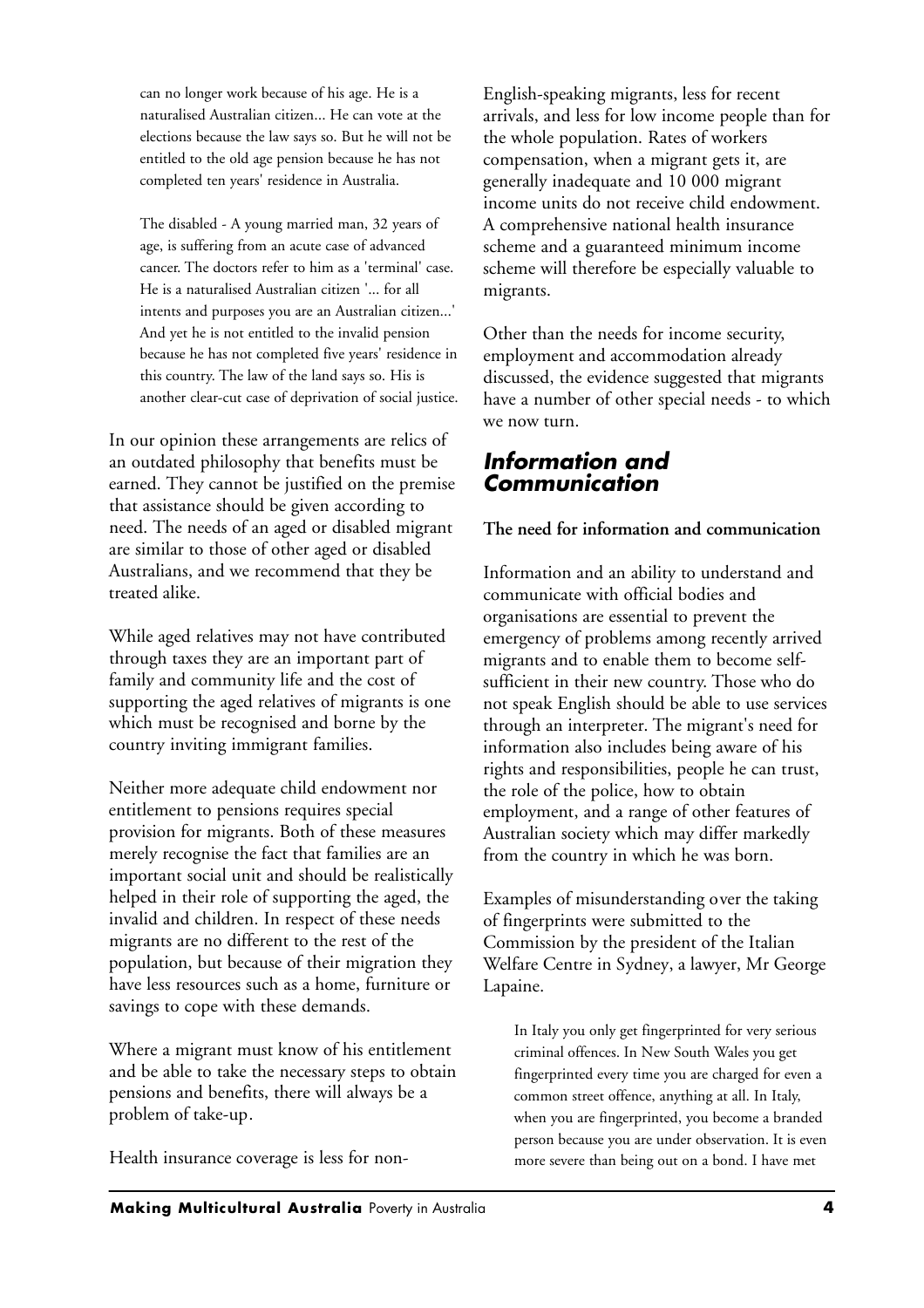> can no longer work because of his age. He is a naturalised Australian citizen... He can vote at the elections because the law says so. But he will not be entitled to the old age pension because he has not completed ten years' residence in Australia.
>
> The disabled - A young married man, 32 years of age, is suffering from an acute case of advanced cancer. The doctors refer to him as a 'terminal' case. He is a naturalised Australian citizen '... for all intents and purposes you are an Australian citizen...' And yet he is not entitled to the invalid pension because he has not completed five years' residence in this country. The law of the land says so. His is another clear-cut case of deprivation of social justice.

In our opinion these arrangements are relics of an outdated philosophy that benefits must be earned. They cannot be justified on the premise that assistance should be given according to need. The needs of an aged or disabled migrant are similar to those of other aged or disabled Australians, and we recommend that they be treated alike.

While aged relatives may not have contributed through taxes they are an important part of family and community life and the cost of supporting the aged relatives of migrants is one which must be recognised and borne by the country inviting immigrant families.

Neither more adequate child endowment nor entitlement to pensions requires special provision for migrants. Both of these measures merely recognise the fact that families are an important social unit and should be realistically helped in their role of supporting the aged, the invalid and children. In respect of these needs migrants are no different to the rest of the population, but because of their migration they have less resources such as a home, furniture or savings to cope with these demands.

Where a migrant must know of his entitlement and be able to take the necessary steps to obtain pensions and benefits, there will always be a problem of take-up.

Health insurance coverage is less for non-English-speaking migrants, less for recent arrivals, and less for low income people than for the whole population. Rates of workers compensation, when a migrant gets it, are generally inadequate and 10 000 migrant income units do not receive child endowment. A comprehensive national health insurance scheme and a guaranteed minimum income scheme will therefore be especially valuable to migrants.

Other than the needs for income security, employment and accommodation already discussed, the evidence suggested that migrants have a number of other special needs - to which we now turn.

## *Information and Communication*

**The need for information and communication**

Information and an ability to understand and communicate with official bodies and organisations are essential to prevent the emergency of problems among recently arrived migrants and to enable them to become self-sufficient in their new country. Those who do not speak English should be able to use services through an interpreter. The migrant's need for information also includes being aware of his rights and responsibilities, people he can trust, the role of the police, how to obtain employment, and a range of other features of Australian society which may differ markedly from the country in which he was born.

Examples of misunderstanding over the taking of fingerprints were submitted to the Commission by the president of the Italian Welfare Centre in Sydney, a lawyer, Mr George Lapaine.

> In Italy you only get fingerprinted for very serious criminal offences. In New South Wales you get fingerprinted every time you are charged for even a common street offence, anything at all. In Italy, when you are fingerprinted, you become a branded person because you are under observation. It is even more severe than being out on a bond. I have met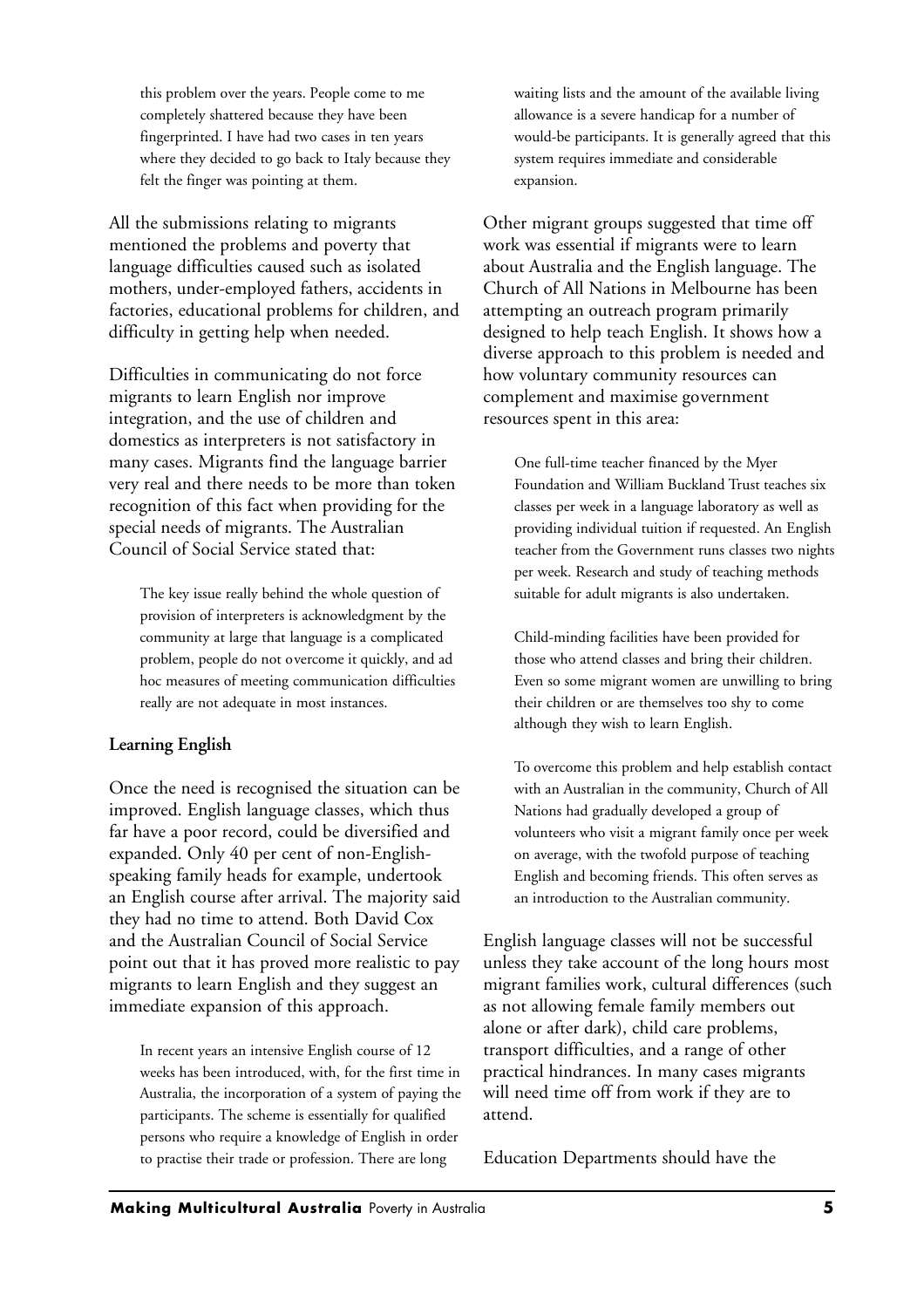> this problem over the years. People come to me completely shattered because they have been fingerprinted. I have had two cases in ten years where they decided to go back to Italy because they felt the finger was pointing at them.

All the submissions relating to migrants mentioned the problems and poverty that language difficulties caused such as isolated mothers, under-employed fathers, accidents in factories, educational problems for children, and difficulty in getting help when needed.

Difficulties in communicating do not force migrants to learn English nor improve integration, and the use of children and domestics as interpreters is not satisfactory in many cases. Migrants find the language barrier very real and there needs to be more than token recognition of this fact when providing for the special needs of migrants. The Australian Council of Social Service stated that:

> The key issue really behind the whole question of provision of interpreters is acknowledgment by the community at large that language is a complicated problem, people do not overcome it quickly, and ad hoc measures of meeting communication difficulties really are not adequate in most instances.

### Learning English

Once the need is recognised the situation can be improved. English language classes, which thus far have a poor record, could be diversified and expanded. Only 40 per cent of non-English-speaking family heads for example, undertook an English course after arrival. The majority said they had no time to attend. Both David Cox and the Australian Council of Social Service point out that it has proved more realistic to pay migrants to learn English and they suggest an immediate expansion of this approach.

> In recent years an intensive English course of 12 weeks has been introduced, with, for the first time in Australia, the incorporation of a system of paying the participants. The scheme is essentially for qualified persons who require a knowledge of English in order to practise their trade or profession. There are long waiting lists and the amount of the available living allowance is a severe handicap for a number of would-be participants. It is generally agreed that this system requires immediate and considerable expansion.

Other migrant groups suggested that time off work was essential if migrants were to learn about Australia and the English language. The Church of All Nations in Melbourne has been attempting an outreach program primarily designed to help teach English. It shows how a diverse approach to this problem is needed and how voluntary community resources can complement and maximise government resources spent in this area:

> One full-time teacher financed by the Myer Foundation and William Buckland Trust teaches six classes per week in a language laboratory as well as providing individual tuition if requested. An English teacher from the Government runs classes two nights per week. Research and study of teaching methods suitable for adult migrants is also undertaken.
>
> Child-minding facilities have been provided for those who attend classes and bring their children. Even so some migrant women are unwilling to bring their children or are themselves too shy to come although they wish to learn English.
>
> To overcome this problem and help establish contact with an Australian in the community, Church of All Nations had gradually developed a group of volunteers who visit a migrant family once per week on average, with the twofold purpose of teaching English and becoming friends. This often serves as an introduction to the Australian community.

English language classes will not be successful unless they take account of the long hours most migrant families work, cultural differences (such as not allowing female family members out alone or after dark), child care problems, transport difficulties, and a range of other practical hindrances. In many cases migrants will need time off from work if they are to attend.

Education Departments should have the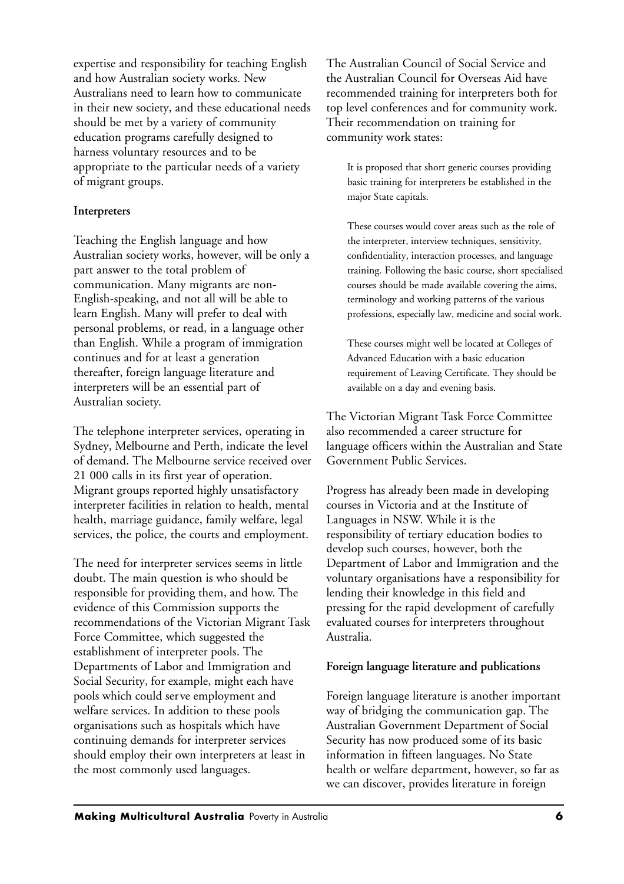expertise and responsibility for teaching English and how Australian society works. New Australians need to learn how to communicate in their new society, and these educational needs should be met by a variety of community education programs carefully designed to harness voluntary resources and to be appropriate to the particular needs of a variety of migrant groups.

**Interpreters**

Teaching the English language and how Australian society works, however, will be only a part answer to the total problem of communication. Many migrants are non-English-speaking, and not all will be able to learn English. Many will prefer to deal with personal problems, or read, in a language other than English. While a program of immigration continues and for at least a generation thereafter, foreign language literature and interpreters will be an essential part of Australian society.

The telephone interpreter services, operating in Sydney, Melbourne and Perth, indicate the level of demand. The Melbourne service received over 21 000 calls in its first year of operation. Migrant groups reported highly unsatisfactory interpreter facilities in relation to health, mental health, marriage guidance, family welfare, legal services, the police, the courts and employment.

The need for interpreter services seems in little doubt. The main question is who should be responsible for providing them, and how. The evidence of this Commission supports the recommendations of the Victorian Migrant Task Force Committee, which suggested the establishment of interpreter pools. The Departments of Labor and Immigration and Social Security, for example, might each have pools which could serve employment and welfare services. In addition to these pools organisations such as hospitals which have continuing demands for interpreter services should employ their own interpreters at least in the most commonly used languages.

The Australian Council of Social Service and the Australian Council for Overseas Aid have recommended training for interpreters both for top level conferences and for community work. Their recommendation on training for community work states:

> It is proposed that short generic courses providing basic training for interpreters be established in the major State capitals.
>
> These courses would cover areas such as the role of the interpreter, interview techniques, sensitivity, confidentiality, interaction processes, and language training. Following the basic course, short specialised courses should be made available covering the aims, terminology and working patterns of the various professions, especially law, medicine and social work.
>
> These courses might well be located at Colleges of Advanced Education with a basic education requirement of Leaving Certificate. They should be available on a day and evening basis.

The Victorian Migrant Task Force Committee also recommended a career structure for language officers within the Australian and State Government Public Services.

Progress has already been made in developing courses in Victoria and at the Institute of Languages in NSW. While it is the responsibility of tertiary education bodies to develop such courses, however, both the Department of Labor and Immigration and the voluntary organisations have a responsibility for lending their knowledge in this field and pressing for the rapid development of carefully evaluated courses for interpreters throughout Australia.

**Foreign language literature and publications**

Foreign language literature is another important way of bridging the communication gap. The Australian Government Department of Social Security has now produced some of its basic information in fifteen languages. No State health or welfare department, however, so far as we can discover, provides literature in foreign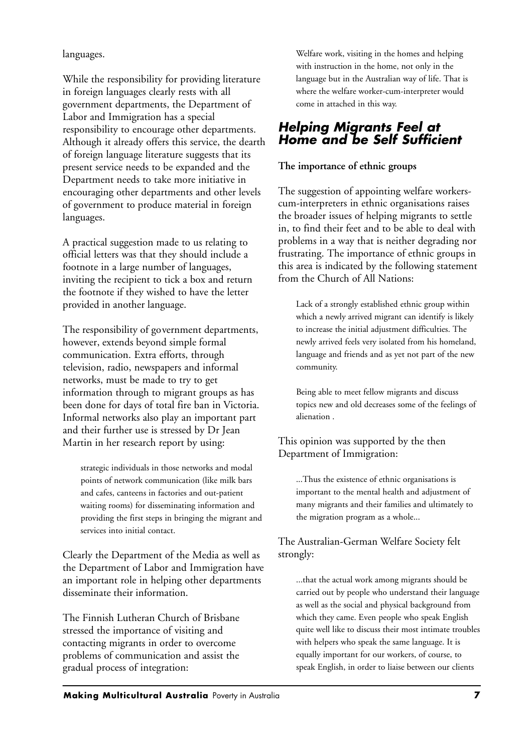languages.

While the responsibility for providing literature in foreign languages clearly rests with all government departments, the Department of Labor and Immigration has a special responsibility to encourage other departments. Although it already offers this service, the dearth of foreign language literature suggests that its present service needs to be expanded and the Department needs to take more initiative in encouraging other departments and other levels of government to produce material in foreign languages.

A practical suggestion made to us relating to official letters was that they should include a footnote in a large number of languages, inviting the recipient to tick a box and return the footnote if they wished to have the letter provided in another language.

The responsibility of government departments, however, extends beyond simple formal communication. Extra efforts, through television, radio, newspapers and informal networks, must be made to try to get information through to migrant groups as has been done for days of total fire ban in Victoria. Informal networks also play an important part and their further use is stressed by Dr Jean Martin in her research report by using:

> strategic individuals in those networks and modal points of network communication (like milk bars and cafes, canteens in factories and out-patient waiting rooms) for disseminating information and providing the first steps in bringing the migrant and services into initial contact.

Clearly the Department of the Media as well as the Department of Labor and Immigration have an important role in helping other departments disseminate their information.

The Finnish Lutheran Church of Brisbane stressed the importance of visiting and contacting migrants in order to overcome problems of communication and assist the gradual process of integration:

> Welfare work, visiting in the homes and helping with instruction in the home, not only in the language but in the Australian way of life. That is where the welfare worker-cum-interpreter would come in attached in this way.

## Helping Migrants Feel at Home and be Self Sufficient

**The importance of ethnic groups**

The suggestion of appointing welfare workers-cum-interpreters in ethnic organisations raises the broader issues of helping migrants to settle in, to find their feet and to be able to deal with problems in a way that is neither degrading nor frustrating. The importance of ethnic groups in this area is indicated by the following statement from the Church of All Nations:

> Lack of a strongly established ethnic group within which a newly arrived migrant can identify is likely to increase the initial adjustment difficulties. The newly arrived feels very isolated from his homeland, language and friends and as yet not part of the new community.
>
> Being able to meet fellow migrants and discuss topics new and old decreases some of the feelings of alienation .

This opinion was supported by the then Department of Immigration:

> ...Thus the existence of ethnic organisations is important to the mental health and adjustment of many migrants and their families and ultimately to the migration program as a whole...

The Australian-German Welfare Society felt strongly:

> ...that the actual work among migrants should be carried out by people who understand their language as well as the social and physical background from which they came. Even people who speak English quite well like to discuss their most intimate troubles with helpers who speak the same language. It is equally important for our workers, of course, to speak English, in order to liaise between our clients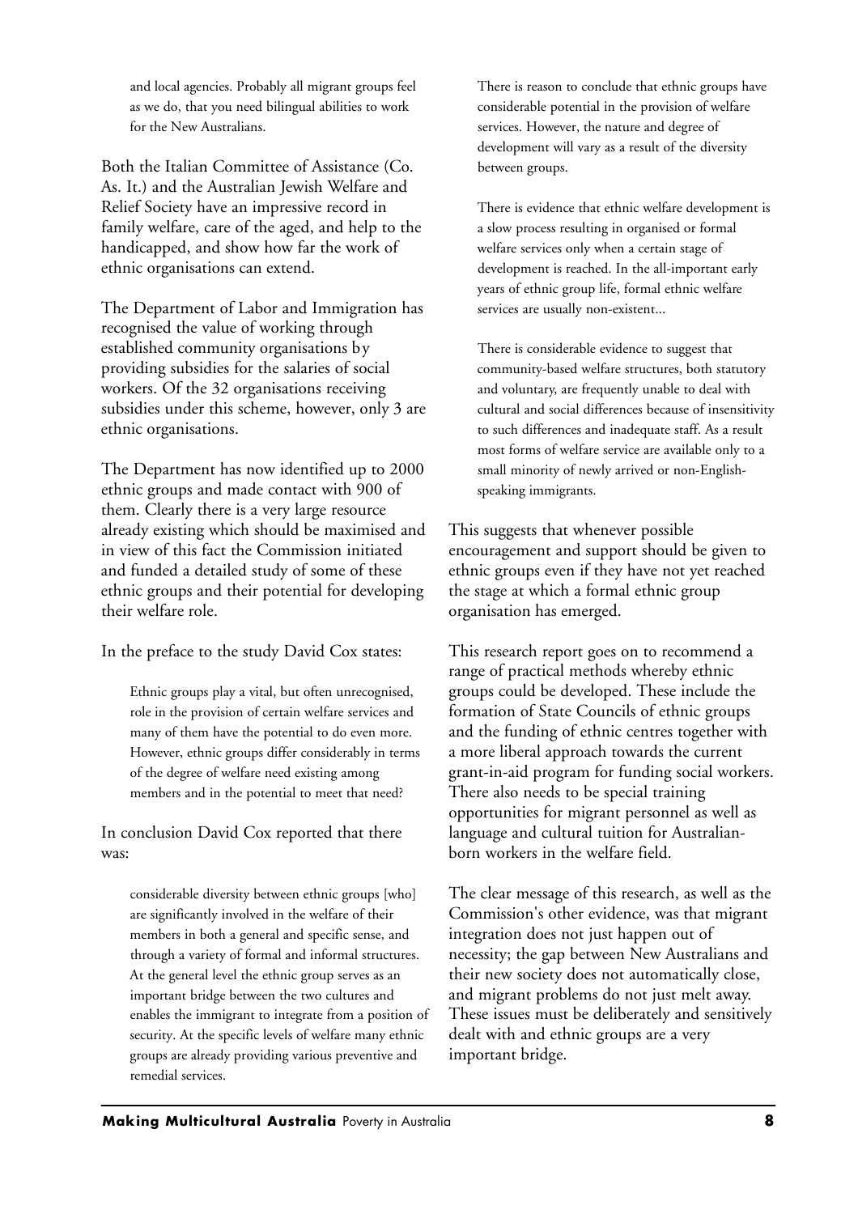> and local agencies. Probably all migrant groups feel as we do, that you need bilingual abilities to work for the New Australians.

Both the Italian Committee of Assistance (Co. As. It.) and the Australian Jewish Welfare and Relief Society have an impressive record in family welfare, care of the aged, and help to the handicapped, and show how far the work of ethnic organisations can extend.

The Department of Labor and Immigration has recognised the value of working through established community organisations by providing subsidies for the salaries of social workers. Of the 32 organisations receiving subsidies under this scheme, however, only 3 are ethnic organisations.

The Department has now identified up to 2000 ethnic groups and made contact with 900 of them. Clearly there is a very large resource already existing which should be maximised and in view of this fact the Commission initiated and funded a detailed study of some of these ethnic groups and their potential for developing their welfare role.

In the preface to the study David Cox states:

> Ethnic groups play a vital, but often unrecognised, role in the provision of certain welfare services and many of them have the potential to do even more. However, ethnic groups differ considerably in terms of the degree of welfare need existing among members and in the potential to meet that need?

In conclusion David Cox reported that there was:

> considerable diversity between ethnic groups [who] are significantly involved in the welfare of their members in both a general and specific sense, and through a variety of formal and informal structures. At the general level the ethnic group serves as an important bridge between the two cultures and enables the immigrant to integrate from a position of security. At the specific levels of welfare many ethnic groups are already providing various preventive and remedial services.
>
> There is reason to conclude that ethnic groups have considerable potential in the provision of welfare services. However, the nature and degree of development will vary as a result of the diversity between groups.
>
> There is evidence that ethnic welfare development is a slow process resulting in organised or formal welfare services only when a certain stage of development is reached. In the all-important early years of ethnic group life, formal ethnic welfare services are usually non-existent...
>
> There is considerable evidence to suggest that community-based welfare structures, both statutory and voluntary, are frequently unable to deal with cultural and social differences because of insensitivity to such differences and inadequate staff. As a result most forms of welfare service are available only to a small minority of newly arrived or non-English-speaking immigrants.

This suggests that whenever possible encouragement and support should be given to ethnic groups even if they have not yet reached the stage at which a formal ethnic group organisation has emerged.

This research report goes on to recommend a range of practical methods whereby ethnic groups could be developed. These include the formation of State Councils of ethnic groups and the funding of ethnic centres together with a more liberal approach towards the current grant-in-aid program for funding social workers. There also needs to be special training opportunities for migrant personnel as well as language and cultural tuition for Australian-born workers in the welfare field.

The clear message of this research, as well as the Commission's other evidence, was that migrant integration does not just happen out of necessity; the gap between New Australians and their new society does not automatically close, and migrant problems do not just melt away. These issues must be deliberately and sensitively dealt with and ethnic groups are a very important bridge.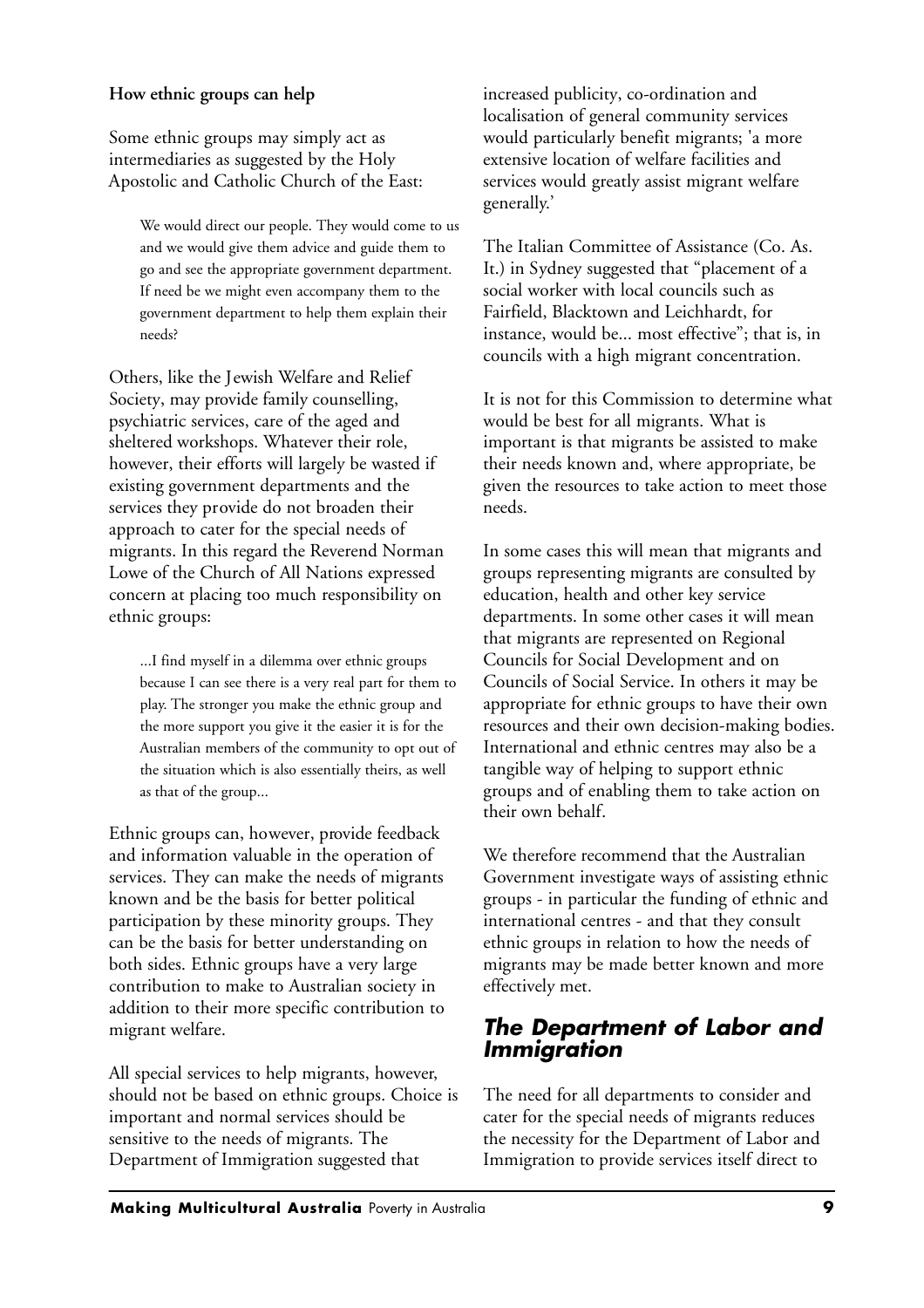**How ethnic groups can help**

Some ethnic groups may simply act as intermediaries as suggested by the Holy Apostolic and Catholic Church of the East:

> We would direct our people. They would come to us and we would give them advice and guide them to go and see the appropriate government department. If need be we might even accompany them to the government department to help them explain their needs?

Others, like the Jewish Welfare and Relief Society, may provide family counselling, psychiatric services, care of the aged and sheltered workshops. Whatever their role, however, their efforts will largely be wasted if existing government departments and the services they provide do not broaden their approach to cater for the special needs of migrants. In this regard the Reverend Norman Lowe of the Church of All Nations expressed concern at placing too much responsibility on ethnic groups:

> ...I find myself in a dilemma over ethnic groups because I can see there is a very real part for them to play. The stronger you make the ethnic group and the more support you give it the easier it is for the Australian members of the community to opt out of the situation which is also essentially theirs, as well as that of the group...

Ethnic groups can, however, provide feedback and information valuable in the operation of services. They can make the needs of migrants known and be the basis for better political participation by these minority groups. They can be the basis for better understanding on both sides. Ethnic groups have a very large contribution to make to Australian society in addition to their more specific contribution to migrant welfare.

All special services to help migrants, however, should not be based on ethnic groups. Choice is important and normal services should be sensitive to the needs of migrants. The Department of Immigration suggested that increased publicity, co-ordination and localisation of general community services would particularly benefit migrants; 'a more extensive location of welfare facilities and services would greatly assist migrant welfare generally.'

The Italian Committee of Assistance (Co. As. It.) in Sydney suggested that "placement of a social worker with local councils such as Fairfield, Blacktown and Leichhardt, for instance, would be... most effective"; that is, in councils with a high migrant concentration.

It is not for this Commission to determine what would be best for all migrants. What is important is that migrants be assisted to make their needs known and, where appropriate, be given the resources to take action to meet those needs.

In some cases this will mean that migrants and groups representing migrants are consulted by education, health and other key service departments. In some other cases it will mean that migrants are represented on Regional Councils for Social Development and on Councils of Social Service. In others it may be appropriate for ethnic groups to have their own resources and their own decision-making bodies. International and ethnic centres may also be a tangible way of helping to support ethnic groups and of enabling them to take action on their own behalf.

We therefore recommend that the Australian Government investigate ways of assisting ethnic groups - in particular the funding of ethnic and international centres - and that they consult ethnic groups in relation to how the needs of migrants may be made better known and more effectively met.

## The Department of Labor and Immigration

The need for all departments to consider and cater for the special needs of migrants reduces the necessity for the Department of Labor and Immigration to provide services itself direct to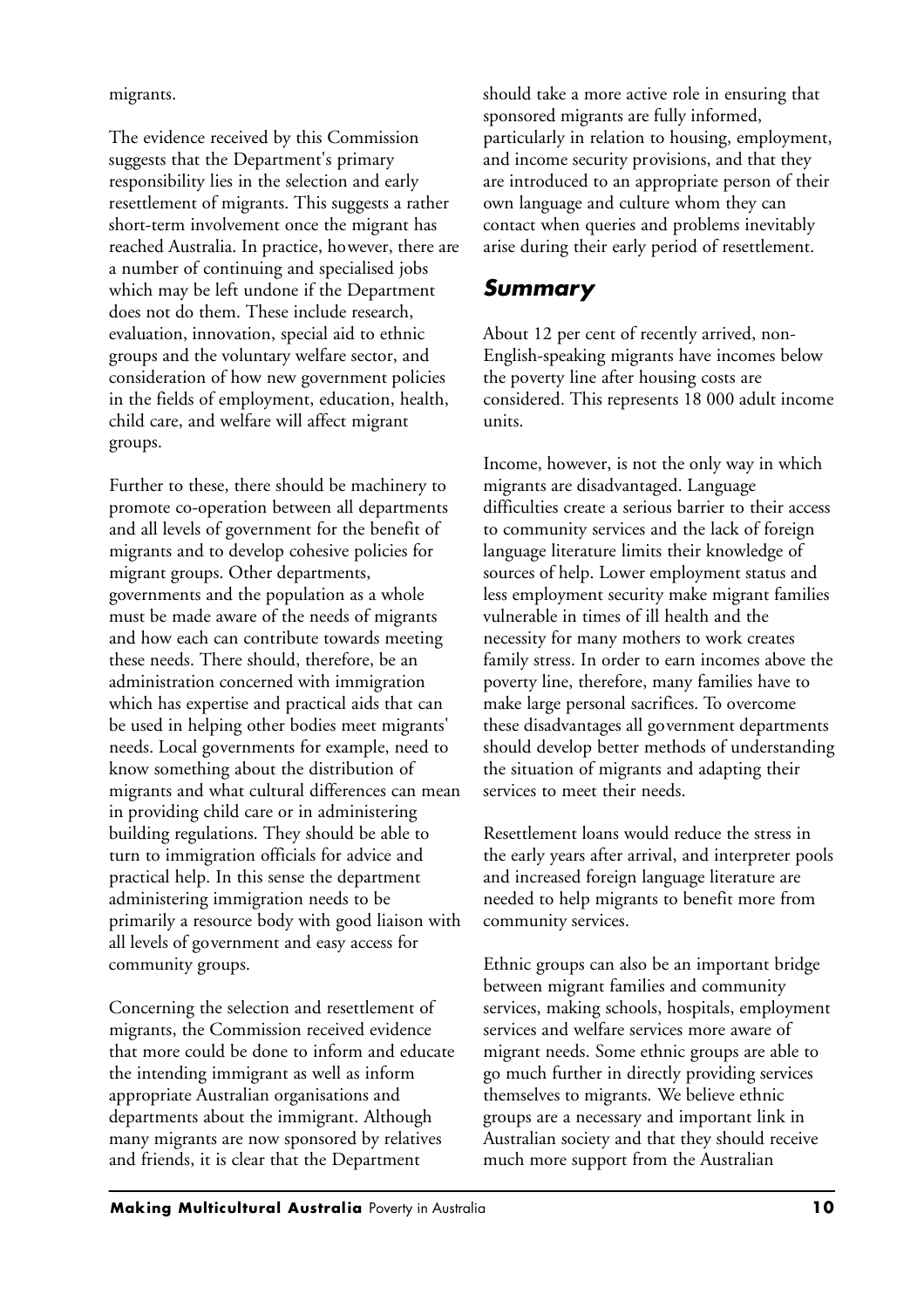migrants.

The evidence received by this Commission suggests that the Department's primary responsibility lies in the selection and early resettlement of migrants. This suggests a rather short-term involvement once the migrant has reached Australia. In practice, however, there are a number of continuing and specialised jobs which may be left undone if the Department does not do them. These include research, evaluation, innovation, special aid to ethnic groups and the voluntary welfare sector, and consideration of how new government policies in the fields of employment, education, health, child care, and welfare will affect migrant groups.

Further to these, there should be machinery to promote co-operation between all departments and all levels of government for the benefit of migrants and to develop cohesive policies for migrant groups. Other departments, governments and the population as a whole must be made aware of the needs of migrants and how each can contribute towards meeting these needs. There should, therefore, be an administration concerned with immigration which has expertise and practical aids that can be used in helping other bodies meet migrants' needs. Local governments for example, need to know something about the distribution of migrants and what cultural differences can mean in providing child care or in administering building regulations. They should be able to turn to immigration officials for advice and practical help. In this sense the department administering immigration needs to be primarily a resource body with good liaison with all levels of government and easy access for community groups.

Concerning the selection and resettlement of migrants, the Commission received evidence that more could be done to inform and educate the intending immigrant as well as inform appropriate Australian organisations and departments about the immigrant. Although many migrants are now sponsored by relatives and friends, it is clear that the Department should take a more active role in ensuring that sponsored migrants are fully informed, particularly in relation to housing, employment, and income security provisions, and that they are introduced to an appropriate person of their own language and culture whom they can contact when queries and problems inevitably arise during their early period of resettlement.

## *Summary*

About 12 per cent of recently arrived, non-English-speaking migrants have incomes below the poverty line after housing costs are considered. This represents 18 000 adult income units.

Income, however, is not the only way in which migrants are disadvantaged. Language difficulties create a serious barrier to their access to community services and the lack of foreign language literature limits their knowledge of sources of help. Lower employment status and less employment security make migrant families vulnerable in times of ill health and the necessity for many mothers to work creates family stress. In order to earn incomes above the poverty line, therefore, many families have to make large personal sacrifices. To overcome these disadvantages all government departments should develop better methods of understanding the situation of migrants and adapting their services to meet their needs.

Resettlement loans would reduce the stress in the early years after arrival, and interpreter pools and increased foreign language literature are needed to help migrants to benefit more from community services.

Ethnic groups can also be an important bridge between migrant families and community services, making schools, hospitals, employment services and welfare services more aware of migrant needs. Some ethnic groups are able to go much further in directly providing services themselves to migrants. We believe ethnic groups are a necessary and important link in Australian society and that they should receive much more support from the Australian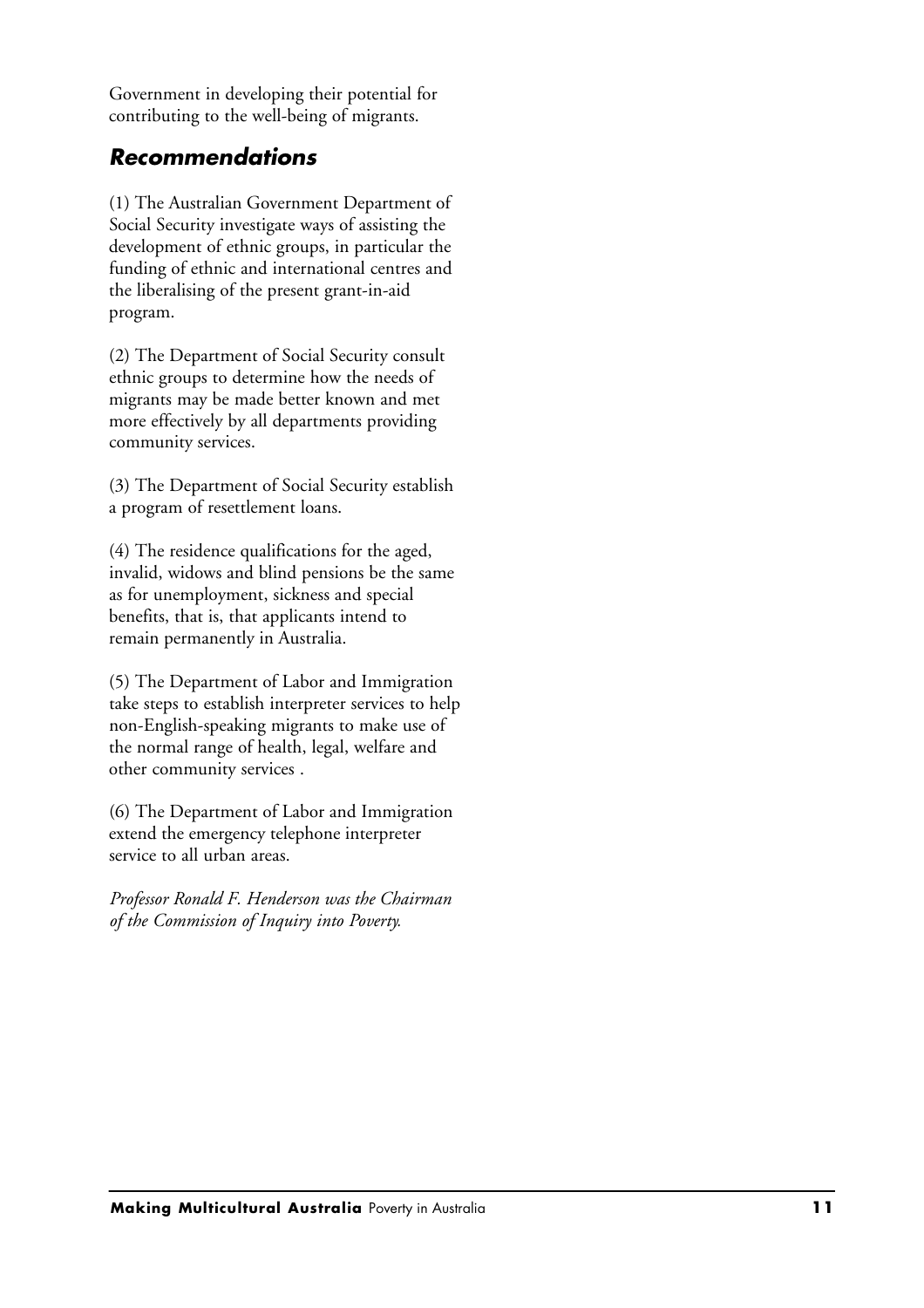Government in developing their potential for contributing to the well-being of migrants.

## *Recommendations*

(1) The Australian Government Department of Social Security investigate ways of assisting the development of ethnic groups, in particular the funding of ethnic and international centres and the liberalising of the present grant-in-aid program.

(2) The Department of Social Security consult ethnic groups to determine how the needs of migrants may be made better known and met more effectively by all departments providing community services.

(3) The Department of Social Security establish a program of resettlement loans.

(4) The residence qualifications for the aged, invalid, widows and blind pensions be the same as for unemployment, sickness and special benefits, that is, that applicants intend to remain permanently in Australia.

(5) The Department of Labor and Immigration take steps to establish interpreter services to help non-English-speaking migrants to make use of the normal range of health, legal, welfare and other community services .

(6) The Department of Labor and Immigration extend the emergency telephone interpreter service to all urban areas.

*Professor Ronald F. Henderson was the Chairman of the Commission of Inquiry into Poverty.*